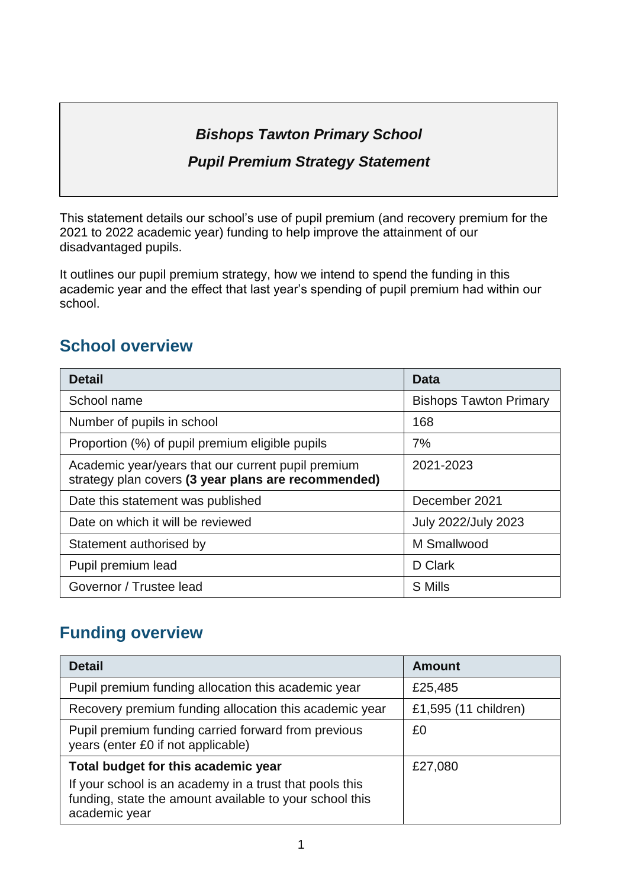***Bishops Tawton Primary School***

***Pupil Premium Strategy Statement***

This statement details our school's use of pupil premium (and recovery premium for the 2021 to 2022 academic year) funding to help improve the attainment of our disadvantaged pupils.

It outlines our pupil premium strategy, how we intend to spend the funding in this academic year and the effect that last year's spending of pupil premium had within our school.

## School overview

| Detail | Data |
|---|---|
| School name | Bishops Tawton Primary |
| Number of pupils in school | 168 |
| Proportion (%) of pupil premium eligible pupils | 7% |
| Academic year/years that our current pupil premium strategy plan covers **(3 year plans are recommended)** | 2021-2023 |
| Date this statement was published | December 2021 |
| Date on which it will be reviewed | July 2022/July 2023 |
| Statement authorised by | M Smallwood |
| Pupil premium lead | D Clark |
| Governor / Trustee lead | S Mills |

## Funding overview

| Detail | Amount |
|---|---|
| Pupil premium funding allocation this academic year | £25,485 |
| Recovery premium funding allocation this academic year | £1,595 (11 children) |
| Pupil premium funding carried forward from previous years (enter £0 if not applicable) | £0 |
| **Total budget for this academic year** If your school is an academy in a trust that pools this funding, state the amount available to your school this academic year | £27,080 |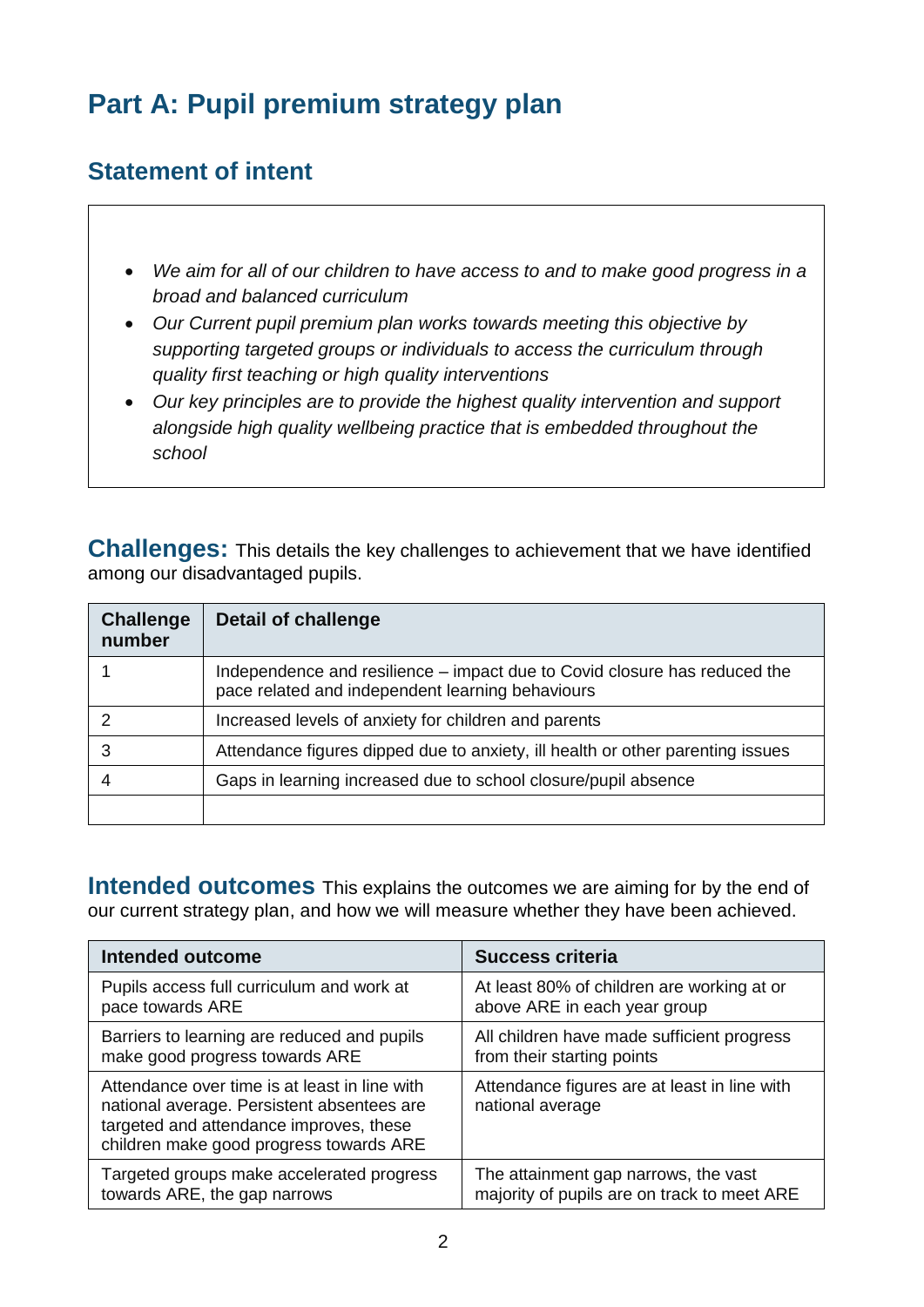# Part A: Pupil premium strategy plan

## Statement of intent

- *We aim for all of our children to have access to and to make good progress in a broad and balanced curriculum*
- *Our Current pupil premium plan works towards meeting this objective by supporting targeted groups or individuals to access the curriculum through quality first teaching or high quality interventions*
- *Our key principles are to provide the highest quality intervention and support alongside high quality wellbeing practice that is embedded throughout the school*

## Challenges: 

This details the key challenges to achievement that we have identified among our disadvantaged pupils.

| Challenge number | Detail of challenge |
|---|---|
| 1 | Independence and resilience – impact due to Covid closure has reduced the pace related and independent learning behaviours |
| 2 | Increased levels of anxiety for children and parents |
| 3 | Attendance figures dipped due to anxiety, ill health or other parenting issues |
| 4 | Gaps in learning increased due to school closure/pupil absence |
| | |

## Intended outcomes 

This explains the outcomes we are aiming for by the end of our current strategy plan, and how we will measure whether they have been achieved.

| Intended outcome | Success criteria |
|---|---|
| Pupils access full curriculum and work at pace towards ARE | At least 80% of children are working at or above ARE in each year group |
| Barriers to learning are reduced and pupils make good progress towards ARE | All children have made sufficient progress from their starting points |
| Attendance over time is at least in line with national average. Persistent absentees are targeted and attendance improves, these children make good progress towards ARE | Attendance figures are at least in line with national average |
| Targeted groups make accelerated progress towards ARE, the gap narrows | The attainment gap narrows, the vast majority of pupils are on track to meet ARE |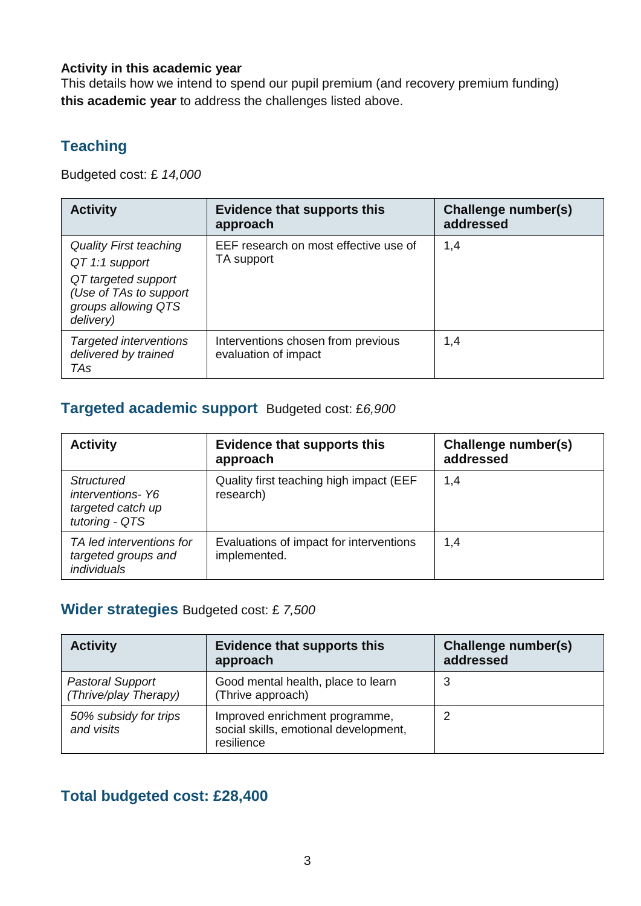**Activity in this academic year**

This details how we intend to spend our pupil premium (and recovery premium funding) **this academic year** to address the challenges listed above.

## Teaching

Budgeted cost: £ *14,000*

| Activity | Evidence that supports this approach | Challenge number(s) addressed |
|---|---|---|
| *Quality First teaching*<br>*QT 1:1 support*<br>*QT targeted support (Use of TAs to support groups allowing QTS delivery)* | EEF research on most effective use of TA support | 1,4 |
| *Targeted interventions delivered by trained TAs* | Interventions chosen from previous evaluation of impact | 1,4 |

## Targeted academic support Budgeted cost: £*6,900*

| Activity | Evidence that supports this approach | Challenge number(s) addressed |
|---|---|---|
| *Structured interventions- Y6 targeted catch up tutoring - QTS* | Quality first teaching high impact (EEF research) | 1,4 |
| *TA led interventions for targeted groups and individuals* | Evaluations of impact for interventions implemented. | 1,4 |

## Wider strategies Budgeted cost: £ *7,500*

| Activity | Evidence that supports this approach | Challenge number(s) addressed |
|---|---|---|
| *Pastoral Support (Thrive/play Therapy)* | Good mental health, place to learn (Thrive approach) | 3 |
| *50% subsidy for trips and visits* | Improved enrichment programme, social skills, emotional development, resilience | 2 |

## Total budgeted cost: £28,400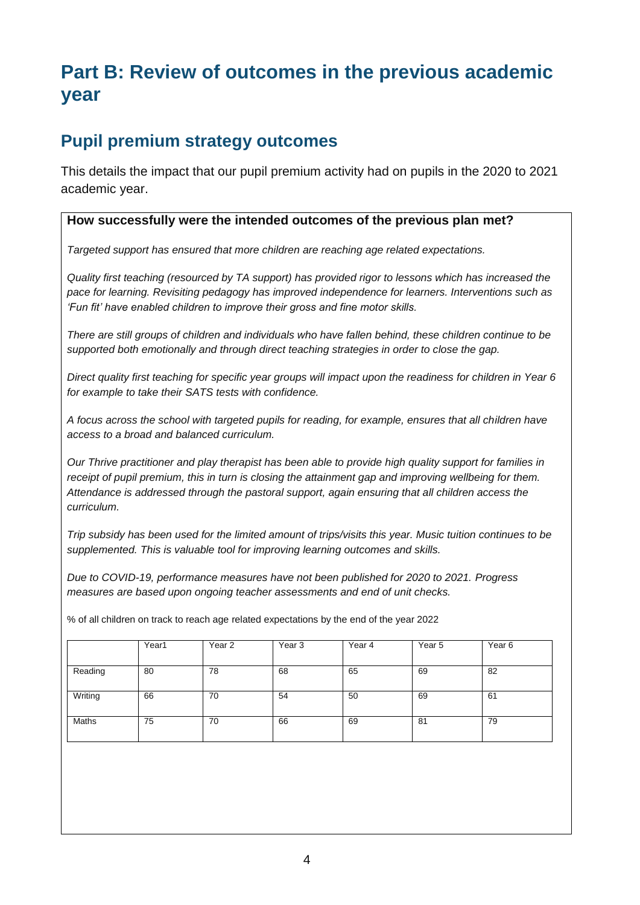# Part B: Review of outcomes in the previous academic year

## Pupil premium strategy outcomes

This details the impact that our pupil premium activity had on pupils in the 2020 to 2021 academic year.

**How successfully were the intended outcomes of the previous plan met?**

*Targeted support has ensured that more children are reaching age related expectations.*

*Quality first teaching (resourced by TA support) has provided rigor to lessons which has increased the pace for learning. Revisiting pedagogy has improved independence for learners. Interventions such as 'Fun fit' have enabled children to improve their gross and fine motor skills.*

*There are still groups of children and individuals who have fallen behind, these children continue to be supported both emotionally and through direct teaching strategies in order to close the gap.*

*Direct quality first teaching for specific year groups will impact upon the readiness for children in Year 6 for example to take their SATS tests with confidence.*

*A focus across the school with targeted pupils for reading, for example, ensures that all children have access to a broad and balanced curriculum.*

*Our Thrive practitioner and play therapist has been able to provide high quality support for families in receipt of pupil premium, this in turn is closing the attainment gap and improving wellbeing for them. Attendance is addressed through the pastoral support, again ensuring that all children access the curriculum.*

*Trip subsidy has been used for the limited amount of trips/visits this year. Music tuition continues to be supplemented. This is valuable tool for improving learning outcomes and skills.*

*Due to COVID-19, performance measures have not been published for 2020 to 2021. Progress measures are based upon ongoing teacher assessments and end of unit checks.*

% of all children on track to reach age related expectations by the end of the year 2022

| | Year1 | Year 2 | Year 3 | Year 4 | Year 5 | Year 6 |
|---|---|---|---|---|---|---|
| Reading | 80 | 78 | 68 | 65 | 69 | 82 |
| Writing | 66 | 70 | 54 | 50 | 69 | 61 |
| Maths | 75 | 70 | 66 | 69 | 81 | 79 |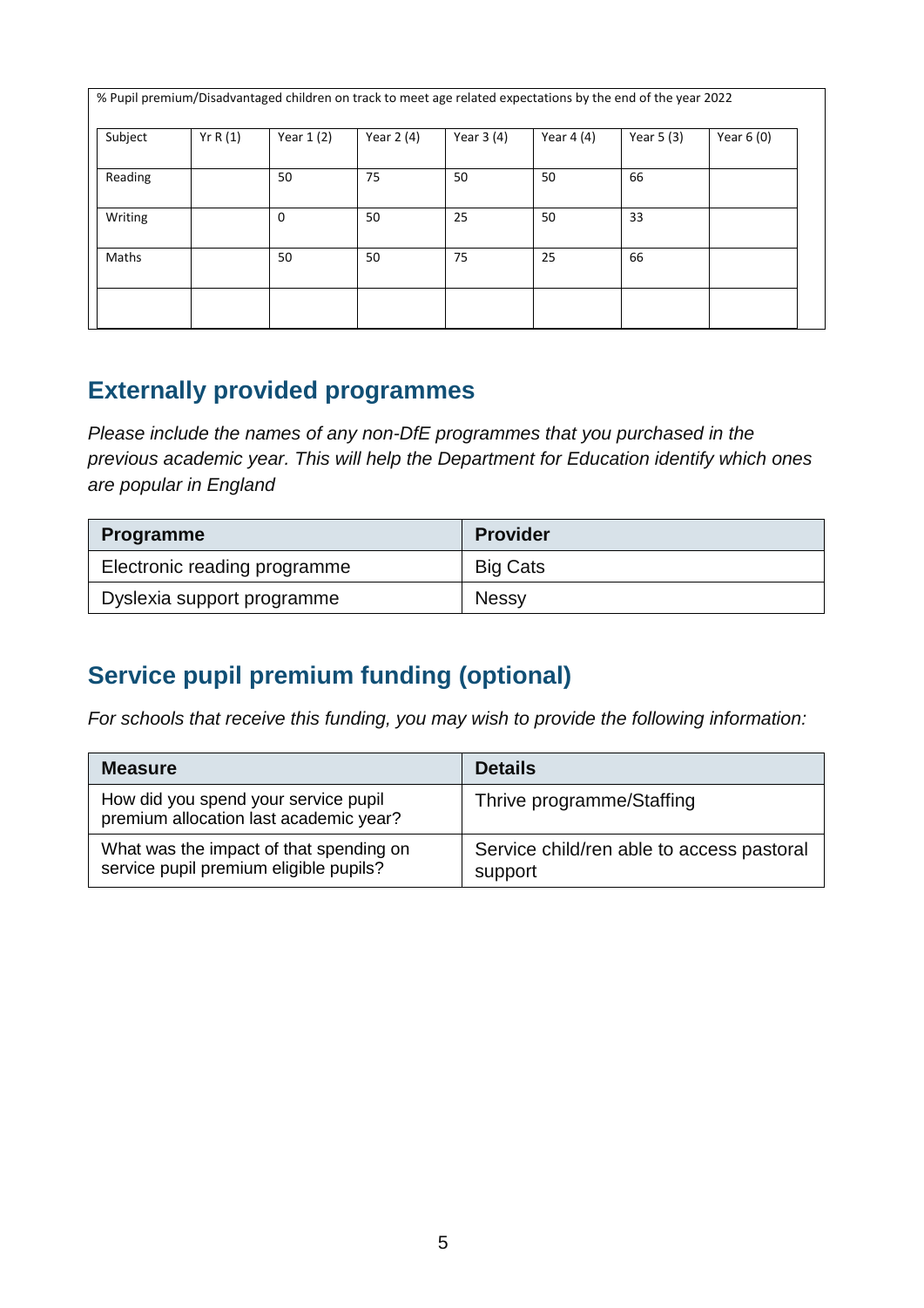% Pupil premium/Disadvantaged children on track to meet age related expectations by the end of the year 2022

| Subject | Yr R (1) | Year 1 (2) | Year 2 (4) | Year 3 (4) | Year 4 (4) | Year 5 (3) | Year 6 (0) |
|---|---|---|---|---|---|---|---|
| Reading | | 50 | 75 | 50 | 50 | 66 | |
| Writing | | 0 | 50 | 25 | 50 | 33 | |
| Maths | | 50 | 50 | 75 | 25 | 66 | |
| | | | | | | | |

## Externally provided programmes

*Please include the names of any non-DfE programmes that you purchased in the previous academic year. This will help the Department for Education identify which ones are popular in England*

| Programme | Provider |
|---|---|
| Electronic reading programme | Big Cats |
| Dyslexia support programme | Nessy |

## Service pupil premium funding (optional)

*For schools that receive this funding, you may wish to provide the following information:*

| Measure | Details |
|---|---|
| How did you spend your service pupil premium allocation last academic year? | Thrive programme/Staffing |
| What was the impact of that spending on service pupil premium eligible pupils? | Service child/ren able to access pastoral support |